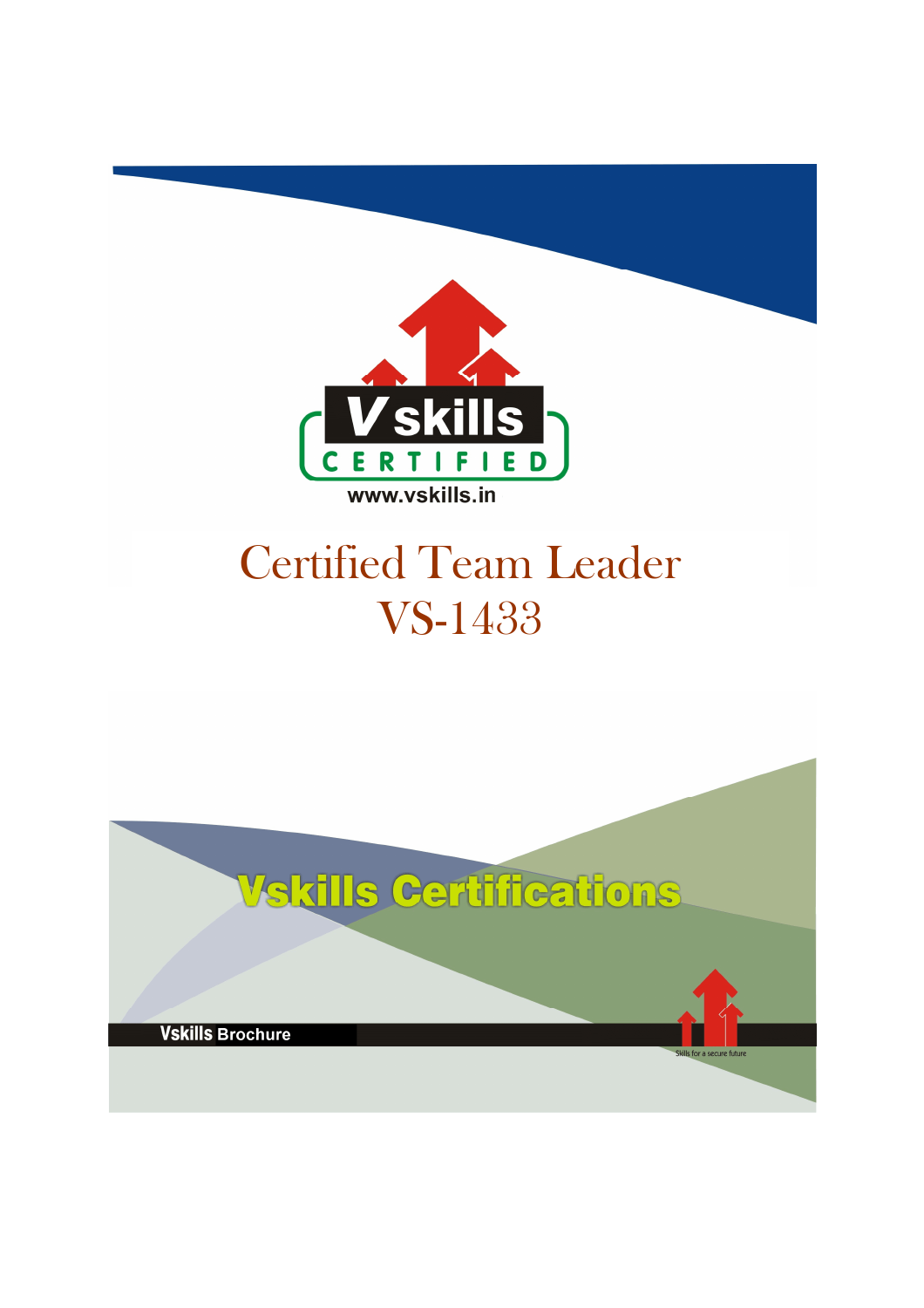V skills CERTIFIED

www.vskills.in

# Certified Team Leader
# VS-1433

**Vskills Certifications**

**Vskills** Brochure

Skills for a secure future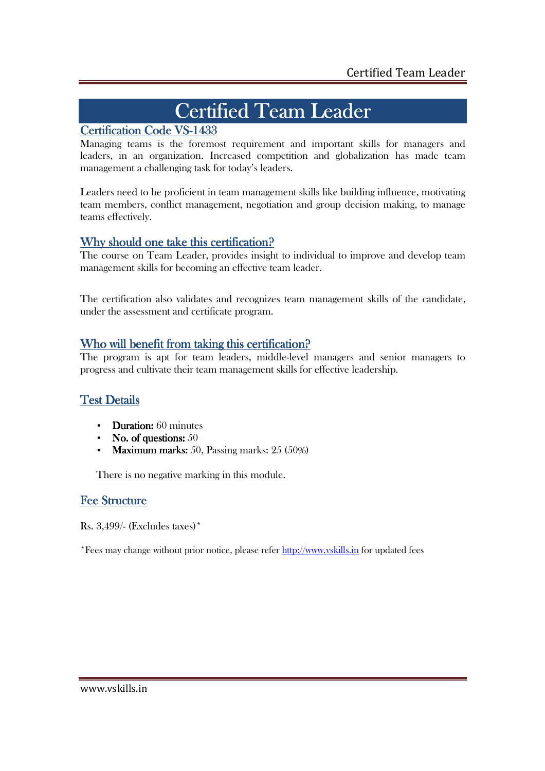# Certified Team Leader

## Certification Code VS-1433

Managing teams is the foremost requirement and important skills for managers and leaders, in an organization. Increased competition and globalization has made team management a challenging task for today's leaders.

Leaders need to be proficient in team management skills like building influence, motivating team members, conflict management, negotiation and group decision making, to manage teams effectively.

## Why should one take this certification?

The course on Team Leader, provides insight to individual to improve and develop team management skills for becoming an effective team leader.

The certification also validates and recognizes team management skills of the candidate, under the assessment and certificate program.

## Who will benefit from taking this certification?

The program is apt for team leaders, middle-level managers and senior managers to progress and cultivate their team management skills for effective leadership.

## Test Details

- **Duration:** 60 minutes
- **No. of questions:** 50
- **Maximum marks:** 50, Passing marks: 25 (50%)

There is no negative marking in this module.

## Fee Structure

Rs. 3,499/- (Excludes taxes)*

*Fees may change without prior notice, please refer http://www.vskills.in for updated fees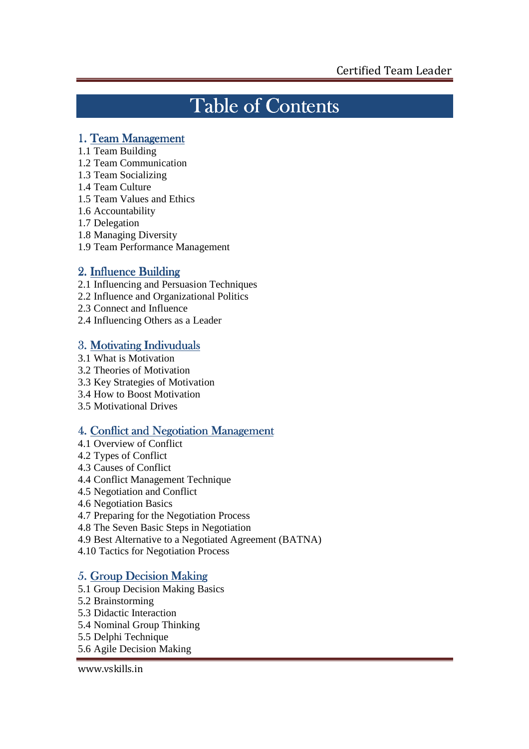# Table of Contents

## 1. Team Management

1.1 Team Building
1.2 Team Communication
1.3 Team Socializing
1.4 Team Culture
1.5 Team Values and Ethics
1.6 Accountability
1.7 Delegation
1.8 Managing Diversity
1.9 Team Performance Management

## 2. Influence Building

2.1 Influencing and Persuasion Techniques
2.2 Influence and Organizational Politics
2.3 Connect and Influence
2.4 Influencing Others as a Leader

## 3. Motivating Indivuduals

3.1 What is Motivation
3.2 Theories of Motivation
3.3 Key Strategies of Motivation
3.4 How to Boost Motivation
3.5 Motivational Drives

## 4. Conflict and Negotiation Management

4.1 Overview of Conflict
4.2 Types of Conflict
4.3 Causes of Conflict
4.4 Conflict Management Technique
4.5 Negotiation and Conflict
4.6 Negotiation Basics
4.7 Preparing for the Negotiation Process
4.8 The Seven Basic Steps in Negotiation
4.9 Best Alternative to a Negotiated Agreement (BATNA)
4.10 Tactics for Negotiation Process

## 5. Group Decision Making

5.1 Group Decision Making Basics
5.2 Brainstorming
5.3 Didactic Interaction
5.4 Nominal Group Thinking
5.5 Delphi Technique
5.6 Agile Decision Making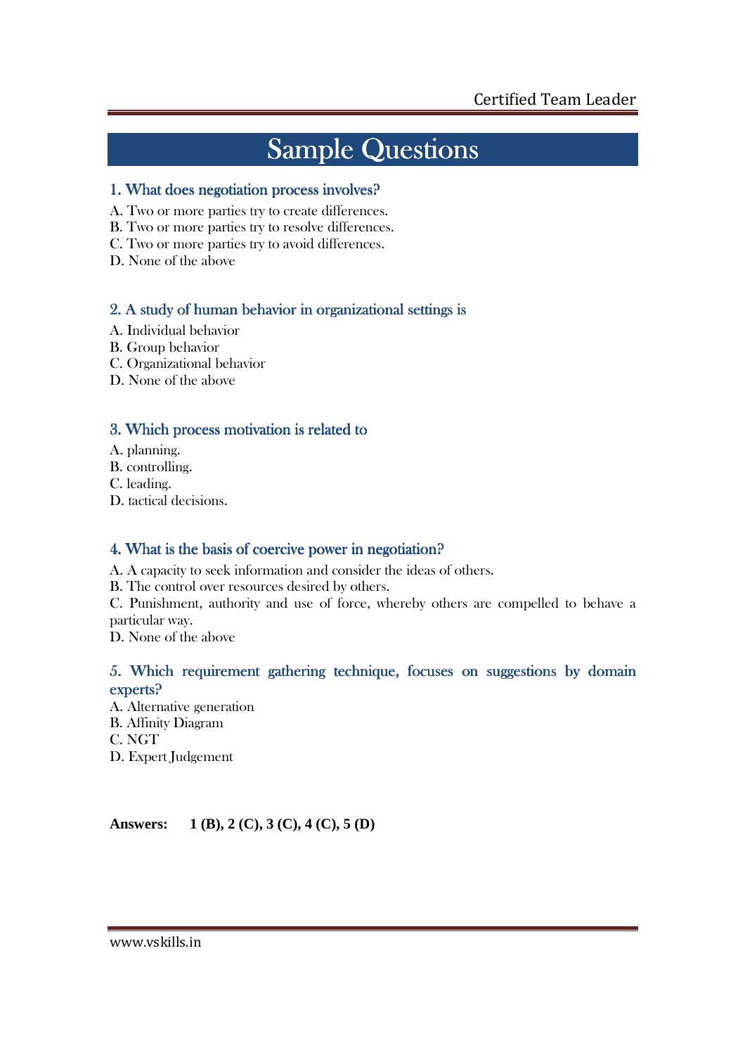# Sample Questions

### 1. What does negotiation process involves?

A. Two or more parties try to create differences.
B. Two or more parties try to resolve differences.
C. Two or more parties try to avoid differences.
D. None of the above

### 2. A study of human behavior in organizational settings is

A. Individual behavior
B. Group behavior
C. Organizational behavior
D. None of the above

### 3. Which process motivation is related to

A. planning.
B. controlling.
C. leading.
D. tactical decisions.

### 4. What is the basis of coercive power in negotiation?

A. A capacity to seek information and consider the ideas of others.
B. The control over resources desired by others.
C. Punishment, authority and use of force, whereby others are compelled to behave a particular way.
D. None of the above

### 5. Which requirement gathering technique, focuses on suggestions by domain experts?

A. Alternative generation
B. Affinity Diagram
C. NGT
D. Expert Judgement

**Answers: 1 (B), 2 (C), 3 (C), 4 (C), 5 (D)**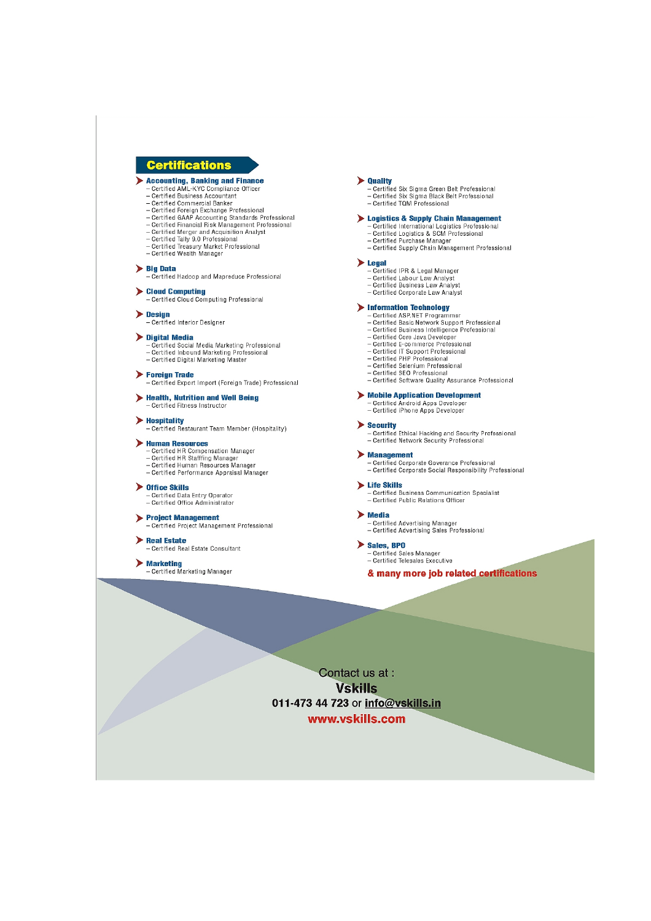# Certifications

### Accounting, Banking and Finance
- Certified AML-KYC Compliance Officer
- Certified Business Accountant
- Certified Commercial Banker
- Certified Foreign Exchange Professional
- Certified GAAP Accounting Standards Professional
- Certified Financial Risk Management Professional
- Certified Merger and Acquisition Analyst
- Certified Tally 9.0 Professional
- Certified Treasury Market Professional
- Certified Wealth Manager

### Big Data
- Certified Hadoop and Mapreduce Professional

### Cloud Computing
- Certified Cloud Computing Professional

### Design
- Certified Interior Designer

### Digital Media
- Certified Social Media Marketing Professional
- Certified Inbound Marketing Professional
- Certified Digital Marketing Master

### Foreign Trade
- Certified Export Import (Foreign Trade) Professional

### Health, Nutrition and Well Being
- Certified Fitness Instructor

### Hospitality
- Certified Restaurant Team Member (Hospitality)

### Human Resources
- Certified HR Compensation Manager
- Certified HR Stafffing Manager
- Certified Human Resources Manager
- Certified Performance Appraisal Manager

### Office Skills
- Certified Data Entry Operator
- Certified Office Administrator

### Project Management
- Certified Project Management Professional

### Real Estate
- Certified Real Estate Consultant

### Marketing
- Certified Marketing Manager

### Quality
- Certified Six Sigma Green Belt Professional
- Certified Six Sigma Black Belt Professional
- Certified TQM Professional

### Logistics & Supply Chain Management
- Certified International Logistics Professional
- Certified Logistics & SCM Professional
- Certified Purchase Manager
- Certified Supply Chain Management Professional

### Legal
- Certified IPR & Legal Manager
- Certified Labour Law Analyst
- Certified Business Law Analyst
- Certified Corporate Law Analyst

### Information Technology
- Certified ASP.NET Programmer
- Certified Basic Network Support Professional
- Certified Business Intelligence Professional
- Certified Core Java Developer
- Certified E-commerce Professional
- Certified IT Support Professional
- Certified PHP Professional
- Certified Selenium Professional
- Certified SEO Professional
- Certified Software Quality Assurance Professional

### Mobile Application Development
- Certified Android Apps Developer
- Certified iPhone Apps Developer

### Security
- Certified Ethical Hacking and Security Professional
- Certified Network Security Professional

### Management
- Certified Corporate Goverance Professional
- Certified Corporate Social Responsibility Professional

### Life Skills
- Certified Business Communication Specialist
- Certified Public Relations Officer

### Media
- Certified Advertising Manager
- Certified Advertising Sales Professional

### Sales, BPO
- Certified Sales Manager
- Certified Telesales Executive

**& many more job related certifications**

Contact us at :

**Vskills**

**011-473 44 723 or info@vskills.in**

**www.vskills.com**